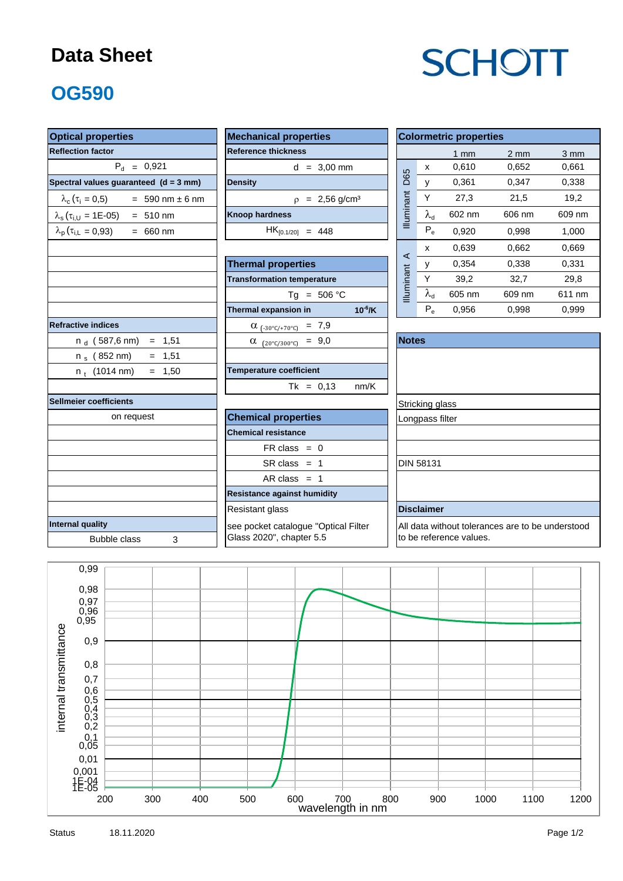# Data Sheet

SCHOTT

## OG590

### Optical properties

| Reflection factor | |
|---|---|
| $P_d$ = 0,921 | |

| Spectral values guaranteed (d = 3 mm) | |
|---|---|
| $\lambda_c$ ($\tau_i$ = 0,5) | = 590 nm ± 6 nm |
| $\lambda_s$ ($\tau_{i,U}$ = 1E-05) | = 510 nm |
| $\lambda_p$ ($\tau_{i,L}$ = 0,93) | = 660 nm |

| Refractive indices | |
|---|---|
| $n_d$ (587,6 nm) | = 1,51 |
| $n_s$ (852 nm) | = 1,51 |
| $n_t$ (1014 nm) | = 1,50 |

**Sellmeier coefficients**

on request

**Internal quality**

Bubble class 3

### Mechanical properties

| Reference thickness |
|---|
| d = 3,00 mm |

| Density |
|---|
| $\rho$ = 2,56 g/cm³ |

| Knoop hardness |
|---|
| $HK_{[0.1/20]}$ = 448 |

### Thermal properties

| Transformation temperature |
|---|
| Tg = 506 °C |

| Thermal expansion in $10^{-6}$/K |
|---|
| $\alpha_{(-30°C/+70°C)}$ = 7,9 |
| $\alpha_{(20°C/300°C)}$ = 9,0 |

| Temperature coefficient |
|---|
| Tk = 0,13 nm/K |

### Chemical properties

| Chemical resistance |
|---|
| FR class = 0 |
| SR class = 1 |
| AR class = 1 |

| Resistance against humidity |
|---|
| Resistant glass |
| see pocket catalogue "Optical Filter Glass 2020", chapter 5.5 |

### Colormetric properties

| | | 1 mm | 2 mm | 3 mm |
|---|---|---|---|---|
| Illuminant D65 | x | 0,610 | 0,652 | 0,661 |
| | y | 0,361 | 0,347 | 0,338 |
| | Y | 27,3 | 21,5 | 19,2 |
| | $\lambda_d$ | 602 nm | 606 nm | 609 nm |
| | $P_e$ | 0,920 | 0,998 | 1,000 |
| Illuminant A | x | 0,639 | 0,662 | 0,669 |
| | y | 0,354 | 0,338 | 0,331 |
| | Y | 39,2 | 32,7 | 29,8 |
| | $\lambda_d$ | 605 nm | 609 nm | 611 nm |
| | $P_e$ | 0,956 | 0,998 | 0,999 |

### Notes

Stricking glass

Longpass filter

DIN 58131

### Disclaimer

All data without tolerances are to be understood to be reference values.

[Chart: internal transmittance vs. wavelength in nm (200–1200 nm)]

Status 18.11.2020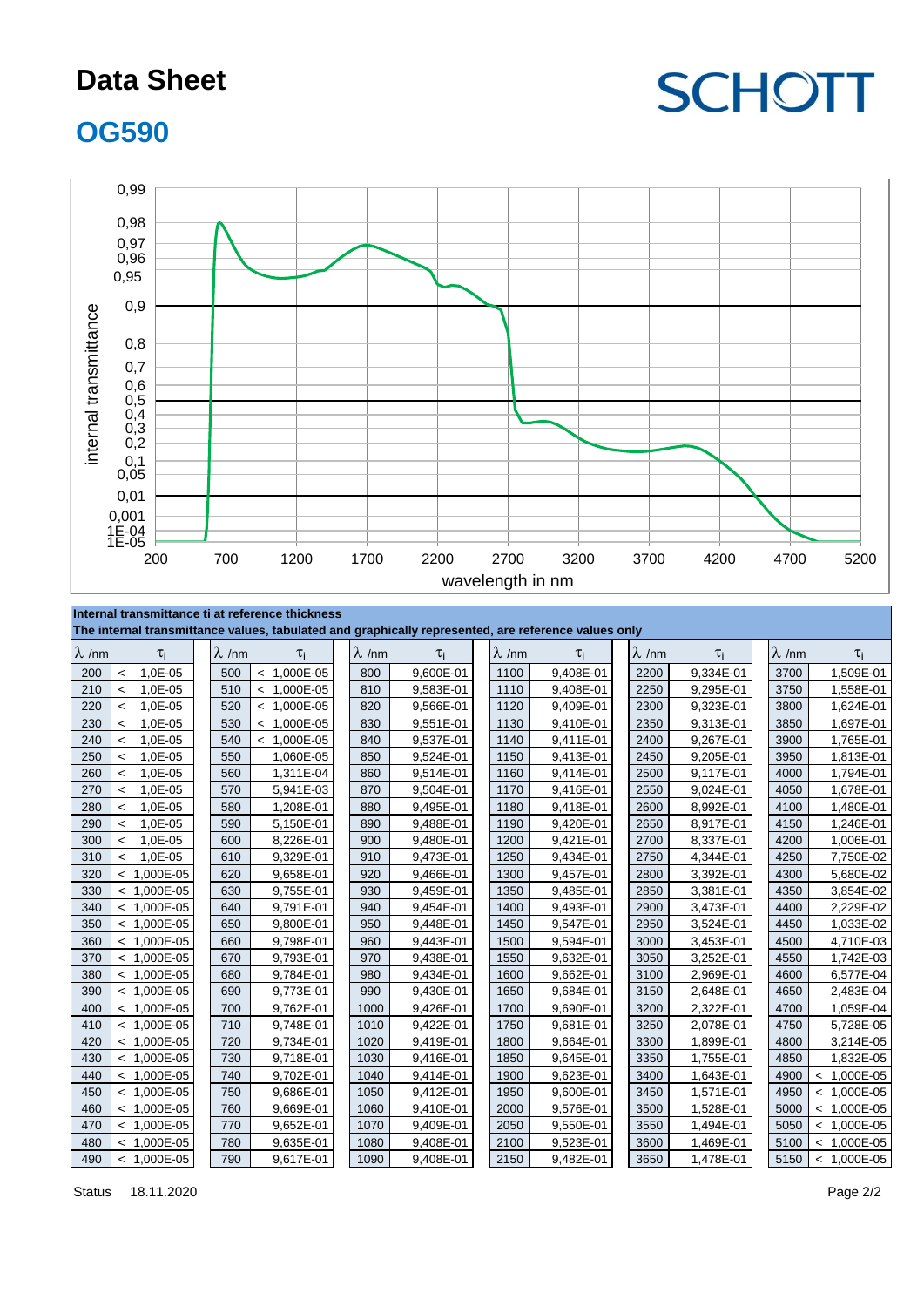# Data Sheet

SCHOTT

## OG590

0,99
0,98
0,97
0,96
0,95
0,9
0,8
0,7
0,6
0,5
0,4
0,3
0,2
0,1
0,05
0,01
0,001
1E-04
1E-05

internal transmittance

200 700 1200 1700 2200 2700 3200 3700 4200 4700 5200

wavelength in nm

**Internal transmittance ti at reference thickness**

**The internal transmittance values, tabulated and graphically represented, are reference values only**

| λ /nm | $\tau_i$ | λ /nm | $\tau_i$ | λ /nm | $\tau_i$ | λ /nm | $\tau_i$ | λ /nm | $\tau_i$ | λ /nm | $\tau_i$ |
|---|---|---|---|---|---|---|---|---|---|---|---|
| 200 | < 1,0E-05 | 500 | < 1,000E-05 | 800 | 9,600E-01 | 1100 | 9,408E-01 | 2200 | 9,334E-01 | 3700 | 1,509E-01 |
| 210 | < 1,0E-05 | 510 | < 1,000E-05 | 810 | 9,583E-01 | 1110 | 9,408E-01 | 2250 | 9,295E-01 | 3750 | 1,558E-01 |
| 220 | < 1,0E-05 | 520 | < 1,000E-05 | 820 | 9,566E-01 | 1120 | 9,409E-01 | 2300 | 9,323E-01 | 3800 | 1,624E-01 |
| 230 | < 1,0E-05 | 530 | < 1,000E-05 | 830 | 9,551E-01 | 1130 | 9,410E-01 | 2350 | 9,313E-01 | 3850 | 1,697E-01 |
| 240 | < 1,0E-05 | 540 | < 1,000E-05 | 840 | 9,537E-01 | 1140 | 9,411E-01 | 2400 | 9,267E-01 | 3900 | 1,765E-01 |
| 250 | < 1,0E-05 | 550 | 1,060E-05 | 850 | 9,524E-01 | 1150 | 9,413E-01 | 2450 | 9,205E-01 | 3950 | 1,813E-01 |
| 260 | < 1,0E-05 | 560 | 1,311E-04 | 860 | 9,514E-01 | 1160 | 9,414E-01 | 2500 | 9,117E-01 | 4000 | 1,794E-01 |
| 270 | < 1,0E-05 | 570 | 5,941E-03 | 870 | 9,504E-01 | 1170 | 9,416E-01 | 2550 | 9,024E-01 | 4050 | 1,678E-01 |
| 280 | < 1,0E-05 | 580 | 1,208E-01 | 880 | 9,495E-01 | 1180 | 9,418E-01 | 2600 | 8,992E-01 | 4100 | 1,480E-01 |
| 290 | < 1,0E-05 | 590 | 5,150E-01 | 890 | 9,488E-01 | 1190 | 9,420E-01 | 2650 | 8,917E-01 | 4150 | 1,246E-01 |
| 300 | < 1,0E-05 | 600 | 8,226E-01 | 900 | 9,480E-01 | 1200 | 9,421E-01 | 2700 | 8,337E-01 | 4200 | 1,006E-01 |
| 310 | < 1,0E-05 | 610 | 9,329E-01 | 910 | 9,473E-01 | 1250 | 9,434E-01 | 2750 | 4,344E-01 | 4250 | 7,750E-02 |
| 320 | < 1,000E-05 | 620 | 9,658E-01 | 920 | 9,466E-01 | 1300 | 9,457E-01 | 2800 | 3,392E-01 | 4300 | 5,680E-02 |
| 330 | < 1,000E-05 | 630 | 9,755E-01 | 930 | 9,459E-01 | 1350 | 9,485E-01 | 2850 | 3,381E-01 | 4350 | 3,854E-02 |
| 340 | < 1,000E-05 | 640 | 9,791E-01 | 940 | 9,454E-01 | 1400 | 9,493E-01 | 2900 | 3,473E-01 | 4400 | 2,229E-02 |
| 350 | < 1,000E-05 | 650 | 9,800E-01 | 950 | 9,448E-01 | 1450 | 9,547E-01 | 2950 | 3,524E-01 | 4450 | 1,033E-02 |
| 360 | < 1,000E-05 | 660 | 9,798E-01 | 960 | 9,443E-01 | 1500 | 9,594E-01 | 3000 | 3,453E-01 | 4500 | 4,710E-03 |
| 370 | < 1,000E-05 | 670 | 9,793E-01 | 970 | 9,438E-01 | 1550 | 9,632E-01 | 3050 | 3,252E-01 | 4550 | 1,742E-03 |
| 380 | < 1,000E-05 | 680 | 9,784E-01 | 980 | 9,434E-01 | 1600 | 9,662E-01 | 3100 | 2,969E-01 | 4600 | 6,577E-04 |
| 390 | < 1,000E-05 | 690 | 9,773E-01 | 990 | 9,430E-01 | 1650 | 9,684E-01 | 3150 | 2,648E-01 | 4650 | 2,483E-04 |
| 400 | < 1,000E-05 | 700 | 9,762E-01 | 1000 | 9,426E-01 | 1700 | 9,690E-01 | 3200 | 2,322E-01 | 4700 | 1,059E-04 |
| 410 | < 1,000E-05 | 710 | 9,748E-01 | 1010 | 9,422E-01 | 1750 | 9,681E-01 | 3250 | 2,078E-01 | 4750 | 5,728E-05 |
| 420 | < 1,000E-05 | 720 | 9,734E-01 | 1020 | 9,419E-01 | 1800 | 9,664E-01 | 3300 | 1,899E-01 | 4800 | 3,214E-05 |
| 430 | < 1,000E-05 | 730 | 9,718E-01 | 1030 | 9,416E-01 | 1850 | 9,645E-01 | 3350 | 1,755E-01 | 4850 | 1,832E-05 |
| 440 | < 1,000E-05 | 740 | 9,702E-01 | 1040 | 9,414E-01 | 1900 | 9,623E-01 | 3400 | 1,643E-01 | 4900 | < 1,000E-05 |
| 450 | < 1,000E-05 | 750 | 9,686E-01 | 1050 | 9,412E-01 | 1950 | 9,600E-01 | 3450 | 1,571E-01 | 4950 | < 1,000E-05 |
| 460 | < 1,000E-05 | 760 | 9,669E-01 | 1060 | 9,410E-01 | 2000 | 9,576E-01 | 3500 | 1,528E-01 | 5000 | < 1,000E-05 |
| 470 | < 1,000E-05 | 770 | 9,652E-01 | 1070 | 9,409E-01 | 2050 | 9,550E-01 | 3550 | 1,494E-01 | 5050 | < 1,000E-05 |
| 480 | < 1,000E-05 | 780 | 9,635E-01 | 1080 | 9,408E-01 | 2100 | 9,523E-01 | 3600 | 1,469E-01 | 5100 | < 1,000E-05 |
| 490 | < 1,000E-05 | 790 | 9,617E-01 | 1090 | 9,408E-01 | 2150 | 9,482E-01 | 3650 | 1,478E-01 | 5150 | < 1,000E-05 |

Status 18.11.2020